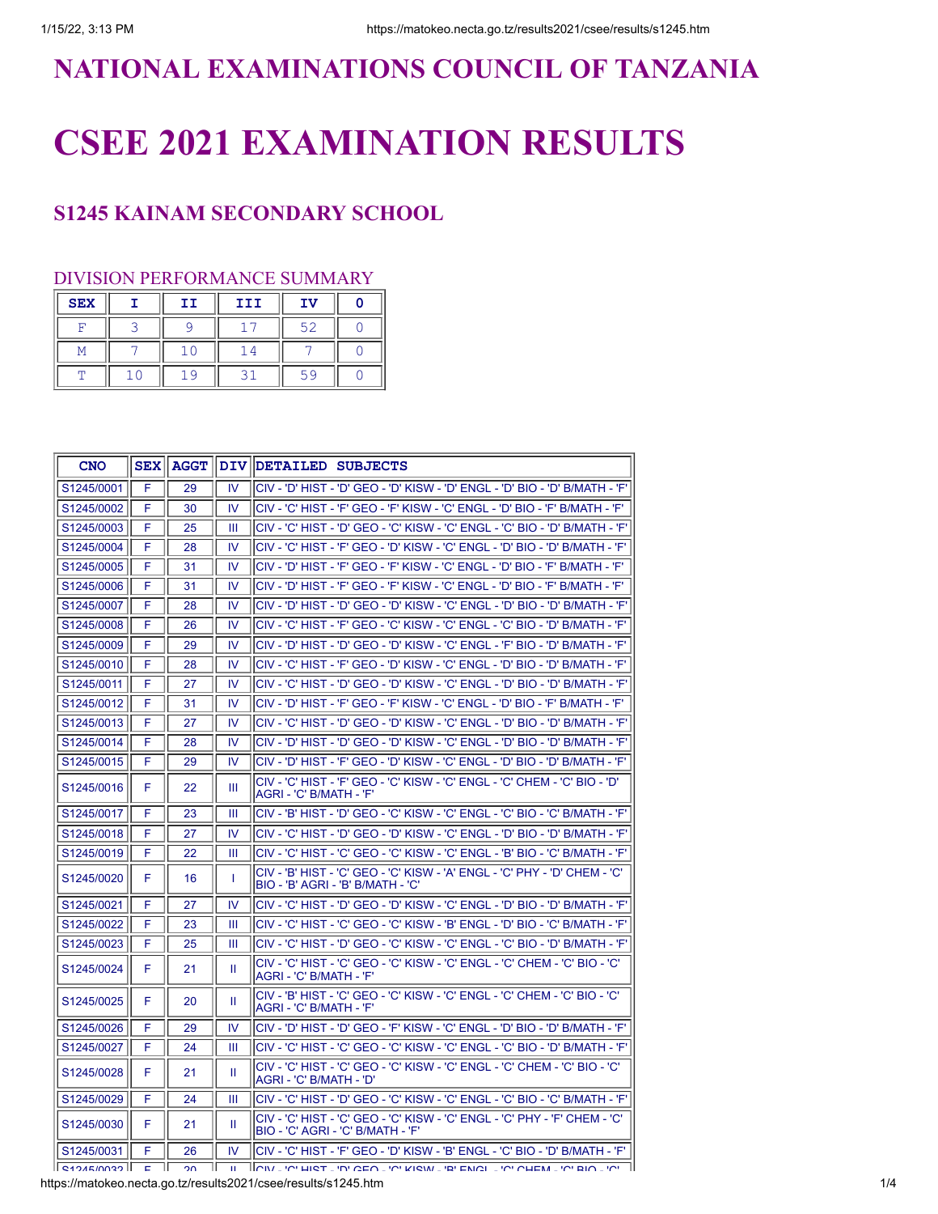# NATIONAL EXAMINATIONS COUNCIL OF TANZANIA

# CSEE 2021 EXAMINATION RESULTS

## S1245 KAINAM SECONDARY SCHOOL

### DIVISION PERFORMANCE SUMMARY

| SEX | I | II | III | IV | 0 |
|---|---|---|---|---|---|
| F | 3 | 9 | 17 | 52 | 0 |
| M | 7 | 10 | 14 | 7 | 0 |
| T | 10 | 19 | 31 | 59 | 0 |

| CNO | SEX | AGGT | DIV | DETAILED SUBJECTS |
|---|---|---|---|---|
| S1245/0001 | F | 29 | IV | CIV - 'D' HIST - 'D' GEO - 'D' KISW - 'D' ENGL - 'D' BIO - 'D' B/MATH - 'F' |
| S1245/0002 | F | 30 | IV | CIV - 'C' HIST - 'F' GEO - 'F' KISW - 'C' ENGL - 'D' BIO - 'F' B/MATH - 'F' |
| S1245/0003 | F | 25 | III | CIV - 'C' HIST - 'D' GEO - 'C' KISW - 'C' ENGL - 'C' BIO - 'D' B/MATH - 'F' |
| S1245/0004 | F | 28 | IV | CIV - 'C' HIST - 'F' GEO - 'D' KISW - 'C' ENGL - 'D' BIO - 'D' B/MATH - 'F' |
| S1245/0005 | F | 31 | IV | CIV - 'D' HIST - 'F' GEO - 'F' KISW - 'C' ENGL - 'D' BIO - 'F' B/MATH - 'F' |
| S1245/0006 | F | 31 | IV | CIV - 'D' HIST - 'F' GEO - 'F' KISW - 'C' ENGL - 'D' BIO - 'F' B/MATH - 'F' |
| S1245/0007 | F | 28 | IV | CIV - 'D' HIST - 'D' GEO - 'D' KISW - 'C' ENGL - 'D' BIO - 'D' B/MATH - 'F' |
| S1245/0008 | F | 26 | IV | CIV - 'C' HIST - 'F' GEO - 'C' KISW - 'C' ENGL - 'C' BIO - 'D' B/MATH - 'F' |
| S1245/0009 | F | 29 | IV | CIV - 'D' HIST - 'D' GEO - 'D' KISW - 'C' ENGL - 'F' BIO - 'D' B/MATH - 'F' |
| S1245/0010 | F | 28 | IV | CIV - 'C' HIST - 'F' GEO - 'D' KISW - 'C' ENGL - 'D' BIO - 'D' B/MATH - 'F' |
| S1245/0011 | F | 27 | IV | CIV - 'C' HIST - 'D' GEO - 'D' KISW - 'C' ENGL - 'D' BIO - 'D' B/MATH - 'F' |
| S1245/0012 | F | 31 | IV | CIV - 'D' HIST - 'F' GEO - 'F' KISW - 'C' ENGL - 'D' BIO - 'F' B/MATH - 'F' |
| S1245/0013 | F | 27 | IV | CIV - 'C' HIST - 'D' GEO - 'D' KISW - 'C' ENGL - 'D' BIO - 'D' B/MATH - 'F' |
| S1245/0014 | F | 28 | IV | CIV - 'D' HIST - 'D' GEO - 'D' KISW - 'C' ENGL - 'D' BIO - 'D' B/MATH - 'F' |
| S1245/0015 | F | 29 | IV | CIV - 'D' HIST - 'F' GEO - 'D' KISW - 'C' ENGL - 'D' BIO - 'D' B/MATH - 'F' |
| S1245/0016 | F | 22 | III | CIV - 'C' HIST - 'F' GEO - 'C' KISW - 'C' ENGL - 'C' CHEM - 'C' BIO - 'D' AGRI - 'C' B/MATH - 'F' |
| S1245/0017 | F | 23 | III | CIV - 'B' HIST - 'D' GEO - 'C' KISW - 'C' ENGL - 'C' BIO - 'C' B/MATH - 'F' |
| S1245/0018 | F | 27 | IV | CIV - 'C' HIST - 'D' GEO - 'D' KISW - 'C' ENGL - 'D' BIO - 'D' B/MATH - 'F' |
| S1245/0019 | F | 22 | III | CIV - 'C' HIST - 'C' GEO - 'C' KISW - 'C' ENGL - 'B' BIO - 'C' B/MATH - 'F' |
| S1245/0020 | F | 16 | I | CIV - 'B' HIST - 'C' GEO - 'C' KISW - 'A' ENGL - 'C' PHY - 'D' CHEM - 'C' BIO - 'B' AGRI - 'B' B/MATH - 'C' |
| S1245/0021 | F | 27 | IV | CIV - 'C' HIST - 'D' GEO - 'D' KISW - 'C' ENGL - 'D' BIO - 'D' B/MATH - 'F' |
| S1245/0022 | F | 23 | III | CIV - 'C' HIST - 'C' GEO - 'C' KISW - 'B' ENGL - 'D' BIO - 'C' B/MATH - 'F' |
| S1245/0023 | F | 25 | III | CIV - 'C' HIST - 'D' GEO - 'C' KISW - 'C' ENGL - 'C' BIO - 'D' B/MATH - 'F' |
| S1245/0024 | F | 21 | II | CIV - 'C' HIST - 'C' GEO - 'C' KISW - 'C' ENGL - 'C' CHEM - 'C' BIO - 'C' AGRI - 'C' B/MATH - 'F' |
| S1245/0025 | F | 20 | II | CIV - 'B' HIST - 'C' GEO - 'C' KISW - 'C' ENGL - 'C' CHEM - 'C' BIO - 'C' AGRI - 'C' B/MATH - 'F' |
| S1245/0026 | F | 29 | IV | CIV - 'D' HIST - 'D' GEO - 'F' KISW - 'C' ENGL - 'D' BIO - 'D' B/MATH - 'F' |
| S1245/0027 | F | 24 | III | CIV - 'C' HIST - 'C' GEO - 'C' KISW - 'C' ENGL - 'C' BIO - 'D' B/MATH - 'F' |
| S1245/0028 | F | 21 | II | CIV - 'C' HIST - 'C' GEO - 'C' KISW - 'C' ENGL - 'C' CHEM - 'C' BIO - 'C' AGRI - 'C' B/MATH - 'D' |
| S1245/0029 | F | 24 | III | CIV - 'C' HIST - 'D' GEO - 'C' KISW - 'C' ENGL - 'C' BIO - 'C' B/MATH - 'F' |
| S1245/0030 | F | 21 | II | CIV - 'C' HIST - 'C' GEO - 'C' KISW - 'C' ENGL - 'C' PHY - 'F' CHEM - 'C' BIO - 'C' AGRI - 'C' B/MATH - 'F' |
| S1245/0031 | F | 26 | IV | CIV - 'C' HIST - 'F' GEO - 'D' KISW - 'B' ENGL - 'C' BIO - 'D' B/MATH - 'F' |
| S1245/0032 | F | 20 | II | CIV - 'C' HIST - 'D' GEO - 'C' KISW - 'B' ENGL - 'C' CHEM - 'C' BIO - 'C' |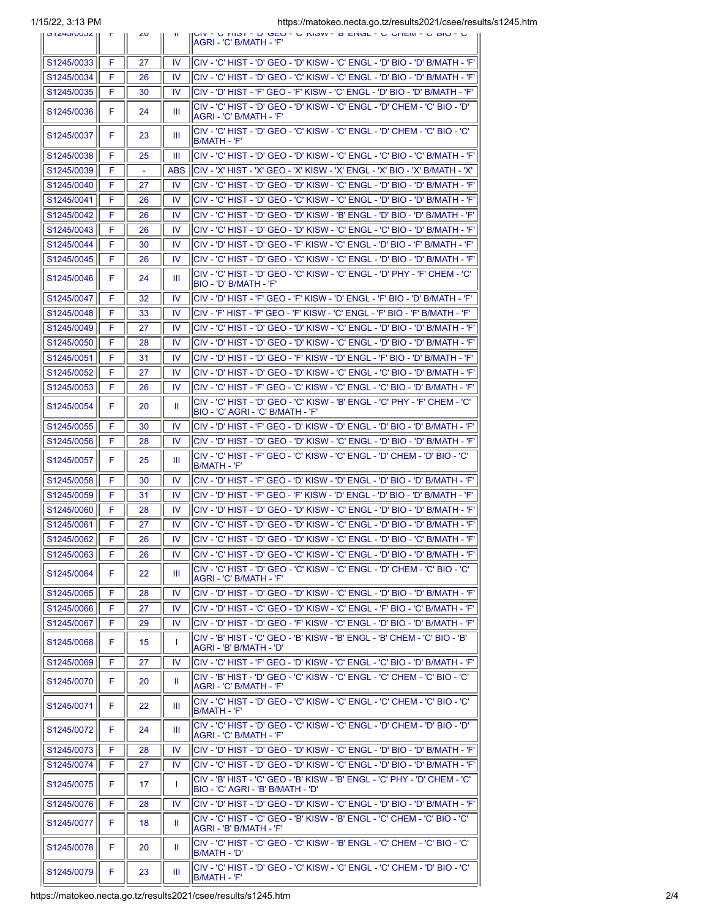| S1245/0032 | F | 20 | II | CIV - 'C' HIST - 'D' GEO - 'C' KISW - 'B' ENGL - 'C' CHEM - 'C' BIO - 'C' AGRI - 'C' B/MATH - 'F' |
|---|---|---|---|---|
| S1245/0033 | F | 27 | IV | CIV - 'C' HIST - 'D' GEO - 'D' KISW - 'C' ENGL - 'D' BIO - 'D' B/MATH - 'F' |
| S1245/0034 | F | 26 | IV | CIV - 'C' HIST - 'D' GEO - 'C' KISW - 'C' ENGL - 'D' BIO - 'D' B/MATH - 'F' |
| S1245/0035 | F | 30 | IV | CIV - 'D' HIST - 'F' GEO - 'F' KISW - 'C' ENGL - 'D' BIO - 'D' B/MATH - 'F' |
| S1245/0036 | F | 24 | III | CIV - 'C' HIST - 'D' GEO - 'D' KISW - 'C' ENGL - 'D' CHEM - 'C' BIO - 'D' AGRI - 'C' B/MATH - 'F' |
| S1245/0037 | F | 23 | III | CIV - 'C' HIST - 'D' GEO - 'C' KISW - 'C' ENGL - 'D' CHEM - 'C' BIO - 'C' B/MATH - 'F' |
| S1245/0038 | F | 25 | III | CIV - 'C' HIST - 'D' GEO - 'D' KISW - 'C' ENGL - 'C' BIO - 'C' B/MATH - 'F' |
| S1245/0039 | F | - | ABS | CIV - 'X' HIST - 'X' GEO - 'X' KISW - 'X' ENGL - 'X' BIO - 'X' B/MATH - 'X' |
| S1245/0040 | F | 27 | IV | CIV - 'C' HIST - 'D' GEO - 'D' KISW - 'C' ENGL - 'D' BIO - 'D' B/MATH - 'F' |
| S1245/0041 | F | 26 | IV | CIV - 'C' HIST - 'D' GEO - 'C' KISW - 'C' ENGL - 'D' BIO - 'D' B/MATH - 'F' |
| S1245/0042 | F | 26 | IV | CIV - 'C' HIST - 'D' GEO - 'D' KISW - 'B' ENGL - 'D' BIO - 'D' B/MATH - 'F' |
| S1245/0043 | F | 26 | IV | CIV - 'C' HIST - 'D' GEO - 'D' KISW - 'C' ENGL - 'C' BIO - 'D' B/MATH - 'F' |
| S1245/0044 | F | 30 | IV | CIV - 'D' HIST - 'D' GEO - 'F' KISW - 'C' ENGL - 'D' BIO - 'F' B/MATH - 'F' |
| S1245/0045 | F | 26 | IV | CIV - 'C' HIST - 'D' GEO - 'D' KISW - 'C' ENGL - 'D' BIO - 'D' B/MATH - 'F' |
| S1245/0046 | F | 24 | III | CIV - 'C' HIST - 'D' GEO - 'C' KISW - 'C' ENGL - 'D' PHY - 'F' CHEM - 'C' BIO - 'D' B/MATH - 'F' |
| S1245/0047 | F | 32 | IV | CIV - 'D' HIST - 'F' GEO - 'F' KISW - 'D' ENGL - 'F' BIO - 'D' B/MATH - 'F' |
| S1245/0048 | F | 33 | IV | CIV - 'F' HIST - 'F' GEO - 'F' KISW - 'C' ENGL - 'F' BIO - 'F' B/MATH - 'F' |
| S1245/0049 | F | 27 | IV | CIV - 'C' HIST - 'D' GEO - 'D' KISW - 'C' ENGL - 'D' BIO - 'D' B/MATH - 'F' |
| S1245/0050 | F | 28 | IV | CIV - 'D' HIST - 'D' GEO - 'D' KISW - 'C' ENGL - 'D' BIO - 'D' B/MATH - 'F' |
| S1245/0051 | F | 31 | IV | CIV - 'D' HIST - 'D' GEO - 'F' KISW - 'D' ENGL - 'F' BIO - 'D' B/MATH - 'F' |
| S1245/0052 | F | 27 | IV | CIV - 'D' HIST - 'D' GEO - 'D' KISW - 'C' ENGL - 'C' BIO - 'D' B/MATH - 'F' |
| S1245/0053 | F | 26 | IV | CIV - 'C' HIST - 'F' GEO - 'C' KISW - 'C' ENGL - 'C' BIO - 'D' B/MATH - 'F' |
| S1245/0054 | F | 20 | II | CIV - 'C' HIST - 'D' GEO - 'C' KISW - 'B' ENGL - 'C' PHY - 'F' CHEM - 'C' BIO - 'C' AGRI - 'C' B/MATH - 'F' |
| S1245/0055 | F | 30 | IV | CIV - 'D' HIST - 'F' GEO - 'D' KISW - 'D' ENGL - 'D' BIO - 'D' B/MATH - 'F' |
| S1245/0056 | F | 28 | IV | CIV - 'D' HIST - 'D' GEO - 'D' KISW - 'C' ENGL - 'D' BIO - 'D' B/MATH - 'F' |
| S1245/0057 | F | 25 | III | CIV - 'C' HIST - 'F' GEO - 'C' KISW - 'C' ENGL - 'D' CHEM - 'D' BIO - 'C' B/MATH - 'F' |
| S1245/0058 | F | 30 | IV | CIV - 'D' HIST - 'F' GEO - 'D' KISW - 'D' ENGL - 'D' BIO - 'D' B/MATH - 'F' |
| S1245/0059 | F | 31 | IV | CIV - 'D' HIST - 'F' GEO - 'F' KISW - 'D' ENGL - 'D' BIO - 'D' B/MATH - 'F' |
| S1245/0060 | F | 28 | IV | CIV - 'D' HIST - 'D' GEO - 'D' KISW - 'C' ENGL - 'D' BIO - 'D' B/MATH - 'F' |
| S1245/0061 | F | 27 | IV | CIV - 'C' HIST - 'D' GEO - 'D' KISW - 'C' ENGL - 'D' BIO - 'D' B/MATH - 'F' |
| S1245/0062 | F | 26 | IV | CIV - 'C' HIST - 'D' GEO - 'D' KISW - 'C' ENGL - 'D' BIO - 'C' B/MATH - 'F' |
| S1245/0063 | F | 26 | IV | CIV - 'C' HIST - 'D' GEO - 'C' KISW - 'C' ENGL - 'D' BIO - 'D' B/MATH - 'F' |
| S1245/0064 | F | 22 | III | CIV - 'C' HIST - 'D' GEO - 'C' KISW - 'C' ENGL - 'D' CHEM - 'C' BIO - 'C' AGRI - 'C' B/MATH - 'F' |
| S1245/0065 | F | 28 | IV | CIV - 'D' HIST - 'D' GEO - 'D' KISW - 'C' ENGL - 'D' BIO - 'D' B/MATH - 'F' |
| S1245/0066 | F | 27 | IV | CIV - 'D' HIST - 'C' GEO - 'D' KISW - 'C' ENGL - 'F' BIO - 'C' B/MATH - 'F' |
| S1245/0067 | F | 29 | IV | CIV - 'D' HIST - 'D' GEO - 'F' KISW - 'C' ENGL - 'D' BIO - 'D' B/MATH - 'F' |
| S1245/0068 | F | 15 | I | CIV - 'B' HIST - 'C' GEO - 'B' KISW - 'B' ENGL - 'B' CHEM - 'C' BIO - 'B' AGRI - 'B' B/MATH - 'D' |
| S1245/0069 | F | 27 | IV | CIV - 'C' HIST - 'F' GEO - 'D' KISW - 'C' ENGL - 'C' BIO - 'D' B/MATH - 'F' |
| S1245/0070 | F | 20 | II | CIV - 'B' HIST - 'D' GEO - 'C' KISW - 'C' ENGL - 'C' CHEM - 'C' BIO - 'C' AGRI - 'C' B/MATH - 'F' |
| S1245/0071 | F | 22 | III | CIV - 'C' HIST - 'D' GEO - 'C' KISW - 'C' ENGL - 'C' CHEM - 'C' BIO - 'C' B/MATH - 'F' |
| S1245/0072 | F | 24 | III | CIV - 'C' HIST - 'D' GEO - 'C' KISW - 'C' ENGL - 'D' CHEM - 'D' BIO - 'D' AGRI - 'C' B/MATH - 'F' |
| S1245/0073 | F | 28 | IV | CIV - 'D' HIST - 'D' GEO - 'D' KISW - 'C' ENGL - 'D' BIO - 'D' B/MATH - 'F' |
| S1245/0074 | F | 27 | IV | CIV - 'C' HIST - 'D' GEO - 'D' KISW - 'C' ENGL - 'D' BIO - 'D' B/MATH - 'F' |
| S1245/0075 | F | 17 | I | CIV - 'B' HIST - 'C' GEO - 'B' KISW - 'B' ENGL - 'C' PHY - 'D' CHEM - 'C' BIO - 'C' AGRI - 'B' B/MATH - 'D' |
| S1245/0076 | F | 28 | IV | CIV - 'D' HIST - 'D' GEO - 'D' KISW - 'C' ENGL - 'D' BIO - 'D' B/MATH - 'F' |
| S1245/0077 | F | 18 | II | CIV - 'C' HIST - 'C' GEO - 'B' KISW - 'B' ENGL - 'C' CHEM - 'C' BIO - 'C' AGRI - 'B' B/MATH - 'F' |
| S1245/0078 | F | 20 | II | CIV - 'C' HIST - 'C' GEO - 'C' KISW - 'B' ENGL - 'C' CHEM - 'C' BIO - 'C' B/MATH - 'D' |
| S1245/0079 | F | 23 | III | CIV - 'C' HIST - 'D' GEO - 'C' KISW - 'C' ENGL - 'C' CHEM - 'D' BIO - 'C' B/MATH - 'F' |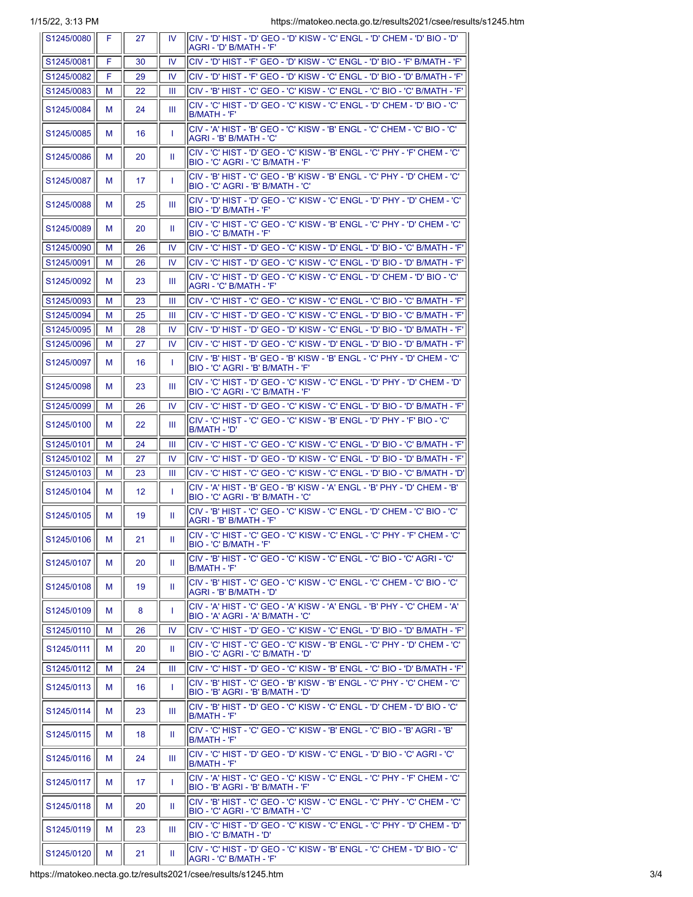| | | | | |
|---|---|---|---|---|
| S1245/0080 | F | 27 | IV | CIV - 'D' HIST - 'D' GEO - 'D' KISW - 'C' ENGL - 'D' CHEM - 'D' BIO - 'D' AGRI - 'D' B/MATH - 'F' |
| S1245/0081 | F | 30 | IV | CIV - 'D' HIST - 'F' GEO - 'D' KISW - 'C' ENGL - 'D' BIO - 'F' B/MATH - 'F' |
| S1245/0082 | F | 29 | IV | CIV - 'D' HIST - 'F' GEO - 'D' KISW - 'C' ENGL - 'D' BIO - 'D' B/MATH - 'F' |
| S1245/0083 | M | 22 | III | CIV - 'B' HIST - 'C' GEO - 'C' KISW - 'C' ENGL - 'C' BIO - 'C' B/MATH - 'F' |
| S1245/0084 | M | 24 | III | CIV - 'C' HIST - 'D' GEO - 'C' KISW - 'C' ENGL - 'D' CHEM - 'D' BIO - 'C' B/MATH - 'F' |
| S1245/0085 | M | 16 | I | CIV - 'A' HIST - 'B' GEO - 'C' KISW - 'B' ENGL - 'C' CHEM - 'C' BIO - 'C' AGRI - 'B' B/MATH - 'C' |
| S1245/0086 | M | 20 | II | CIV - 'C' HIST - 'D' GEO - 'C' KISW - 'B' ENGL - 'C' PHY - 'F' CHEM - 'C' BIO - 'C' AGRI - 'C' B/MATH - 'F' |
| S1245/0087 | M | 17 | I | CIV - 'B' HIST - 'C' GEO - 'B' KISW - 'B' ENGL - 'C' PHY - 'D' CHEM - 'C' BIO - 'C' AGRI - 'B' B/MATH - 'C' |
| S1245/0088 | M | 25 | III | CIV - 'D' HIST - 'D' GEO - 'C' KISW - 'C' ENGL - 'D' PHY - 'D' CHEM - 'C' BIO - 'D' B/MATH - 'F' |
| S1245/0089 | M | 20 | II | CIV - 'C' HIST - 'C' GEO - 'C' KISW - 'B' ENGL - 'C' PHY - 'D' CHEM - 'C' BIO - 'C' B/MATH - 'F' |
| S1245/0090 | M | 26 | IV | CIV - 'C' HIST - 'D' GEO - 'C' KISW - 'D' ENGL - 'D' BIO - 'C' B/MATH - 'F' |
| S1245/0091 | M | 26 | IV | CIV - 'C' HIST - 'D' GEO - 'C' KISW - 'C' ENGL - 'D' BIO - 'D' B/MATH - 'F' |
| S1245/0092 | M | 23 | III | CIV - 'C' HIST - 'D' GEO - 'C' KISW - 'C' ENGL - 'D' CHEM - 'D' BIO - 'C' AGRI - 'C' B/MATH - 'F' |
| S1245/0093 | M | 23 | III | CIV - 'C' HIST - 'C' GEO - 'C' KISW - 'C' ENGL - 'C' BIO - 'C' B/MATH - 'F' |
| S1245/0094 | M | 25 | III | CIV - 'C' HIST - 'D' GEO - 'C' KISW - 'C' ENGL - 'D' BIO - 'C' B/MATH - 'F' |
| S1245/0095 | M | 28 | IV | CIV - 'D' HIST - 'D' GEO - 'D' KISW - 'C' ENGL - 'D' BIO - 'D' B/MATH - 'F' |
| S1245/0096 | M | 27 | IV | CIV - 'C' HIST - 'D' GEO - 'C' KISW - 'D' ENGL - 'D' BIO - 'D' B/MATH - 'F' |
| S1245/0097 | M | 16 | I | CIV - 'B' HIST - 'B' GEO - 'B' KISW - 'B' ENGL - 'C' PHY - 'D' CHEM - 'C' BIO - 'C' AGRI - 'B' B/MATH - 'F' |
| S1245/0098 | M | 23 | III | CIV - 'C' HIST - 'D' GEO - 'C' KISW - 'C' ENGL - 'D' PHY - 'D' CHEM - 'D' BIO - 'C' AGRI - 'C' B/MATH - 'F' |
| S1245/0099 | M | 26 | IV | CIV - 'C' HIST - 'D' GEO - 'C' KISW - 'C' ENGL - 'D' BIO - 'D' B/MATH - 'F' |
| S1245/0100 | M | 22 | III | CIV - 'C' HIST - 'C' GEO - 'C' KISW - 'B' ENGL - 'D' PHY - 'F' BIO - 'C' B/MATH - 'D' |
| S1245/0101 | M | 24 | III | CIV - 'C' HIST - 'C' GEO - 'C' KISW - 'C' ENGL - 'D' BIO - 'C' B/MATH - 'F' |
| S1245/0102 | M | 27 | IV | CIV - 'C' HIST - 'D' GEO - 'D' KISW - 'C' ENGL - 'D' BIO - 'D' B/MATH - 'F' |
| S1245/0103 | M | 23 | III | CIV - 'C' HIST - 'C' GEO - 'C' KISW - 'C' ENGL - 'D' BIO - 'C' B/MATH - 'D' |
| S1245/0104 | M | 12 | I | CIV - 'A' HIST - 'B' GEO - 'B' KISW - 'A' ENGL - 'B' PHY - 'D' CHEM - 'B' BIO - 'C' AGRI - 'B' B/MATH - 'C' |
| S1245/0105 | M | 19 | II | CIV - 'B' HIST - 'C' GEO - 'C' KISW - 'C' ENGL - 'D' CHEM - 'C' BIO - 'C' AGRI - 'B' B/MATH - 'F' |
| S1245/0106 | M | 21 | II | CIV - 'C' HIST - 'C' GEO - 'C' KISW - 'C' ENGL - 'C' PHY - 'F' CHEM - 'C' BIO - 'C' B/MATH - 'F' |
| S1245/0107 | M | 20 | II | CIV - 'B' HIST - 'C' GEO - 'C' KISW - 'C' ENGL - 'C' BIO - 'C' AGRI - 'C' B/MATH - 'F' |
| S1245/0108 | M | 19 | II | CIV - 'B' HIST - 'C' GEO - 'C' KISW - 'C' ENGL - 'C' CHEM - 'C' BIO - 'C' AGRI - 'B' B/MATH - 'D' |
| S1245/0109 | M | 8 | I | CIV - 'A' HIST - 'C' GEO - 'A' KISW - 'A' ENGL - 'B' PHY - 'C' CHEM - 'A' BIO - 'A' AGRI - 'A' B/MATH - 'C' |
| S1245/0110 | M | 26 | IV | CIV - 'C' HIST - 'D' GEO - 'C' KISW - 'C' ENGL - 'D' BIO - 'D' B/MATH - 'F' |
| S1245/0111 | M | 20 | II | CIV - 'C' HIST - 'C' GEO - 'C' KISW - 'B' ENGL - 'C' PHY - 'D' CHEM - 'C' BIO - 'C' AGRI - 'C' B/MATH - 'D' |
| S1245/0112 | M | 24 | III | CIV - 'C' HIST - 'D' GEO - 'C' KISW - 'B' ENGL - 'C' BIO - 'D' B/MATH - 'F' |
| S1245/0113 | M | 16 | I | CIV - 'B' HIST - 'C' GEO - 'B' KISW - 'B' ENGL - 'C' PHY - 'C' CHEM - 'C' BIO - 'B' AGRI - 'B' B/MATH - 'D' |
| S1245/0114 | M | 23 | III | CIV - 'B' HIST - 'D' GEO - 'C' KISW - 'C' ENGL - 'D' CHEM - 'D' BIO - 'C' B/MATH - 'F' |
| S1245/0115 | M | 18 | II | CIV - 'C' HIST - 'C' GEO - 'C' KISW - 'B' ENGL - 'C' BIO - 'B' AGRI - 'B' B/MATH - 'F' |
| S1245/0116 | M | 24 | III | CIV - 'C' HIST - 'D' GEO - 'D' KISW - 'C' ENGL - 'D' BIO - 'C' AGRI - 'C' B/MATH - 'F' |
| S1245/0117 | M | 17 | I | CIV - 'A' HIST - 'C' GEO - 'C' KISW - 'C' ENGL - 'C' PHY - 'F' CHEM - 'C' BIO - 'B' AGRI - 'B' B/MATH - 'F' |
| S1245/0118 | M | 20 | II | CIV - 'B' HIST - 'C' GEO - 'C' KISW - 'C' ENGL - 'C' PHY - 'C' CHEM - 'C' BIO - 'C' AGRI - 'C' B/MATH - 'C' |
| S1245/0119 | M | 23 | III | CIV - 'C' HIST - 'D' GEO - 'C' KISW - 'C' ENGL - 'C' PHY - 'D' CHEM - 'D' BIO - 'C' B/MATH - 'D' |
| S1245/0120 | M | 21 | II | CIV - 'C' HIST - 'D' GEO - 'C' KISW - 'B' ENGL - 'C' CHEM - 'D' BIO - 'C' AGRI - 'C' B/MATH - 'F' |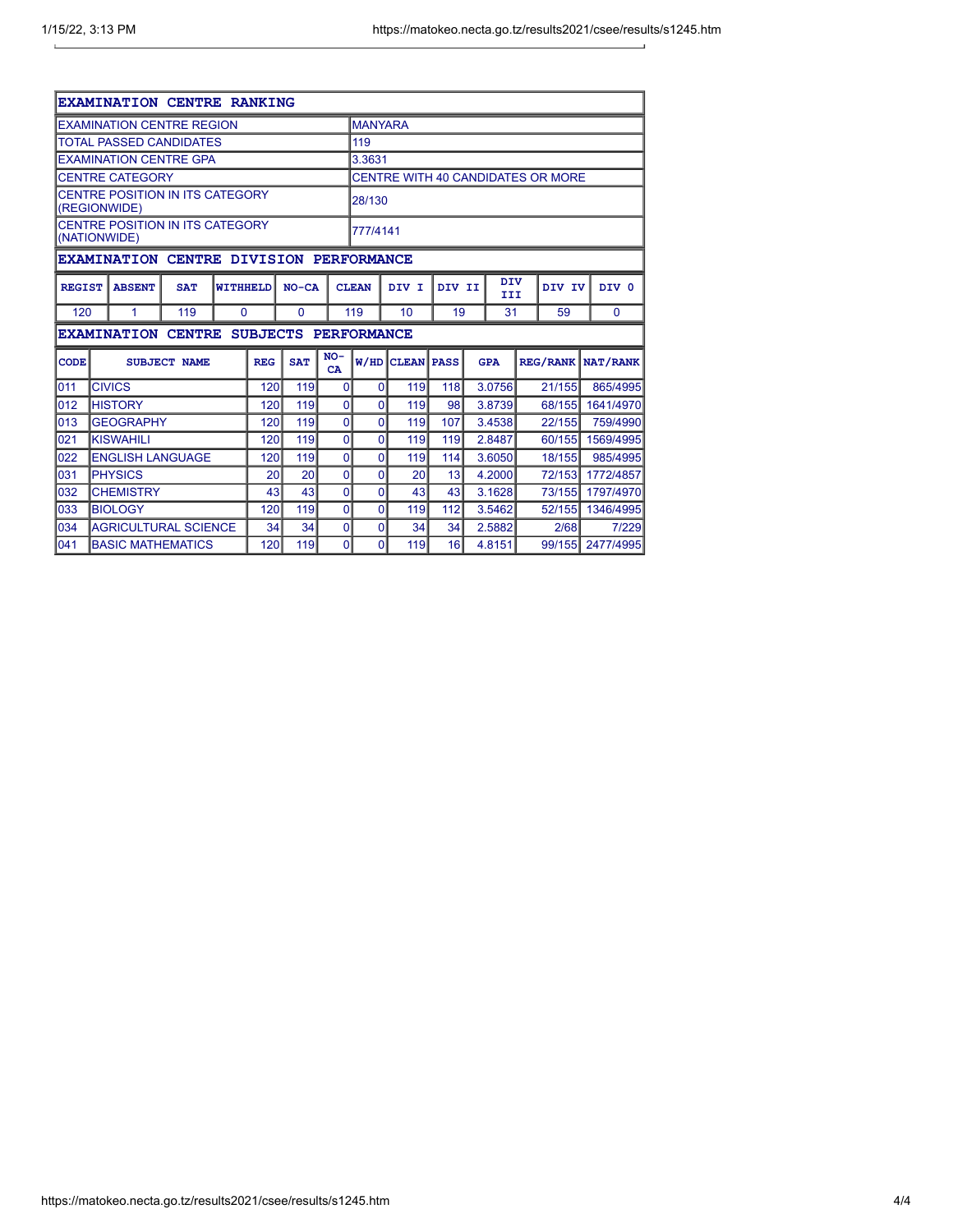## EXAMINATION CENTRE RANKING

| | |
|---|---|
| EXAMINATION CENTRE REGION | MANYARA |
| TOTAL PASSED CANDIDATES | 119 |
| EXAMINATION CENTRE GPA | 3.3631 |
| CENTRE CATEGORY | CENTRE WITH 40 CANDIDATES OR MORE |
| CENTRE POSITION IN ITS CATEGORY (REGIONWIDE) | 28/130 |
| CENTRE POSITION IN ITS CATEGORY (NATIONWIDE) | 777/4141 |

## EXAMINATION CENTRE DIVISION PERFORMANCE

| REGIST | ABSENT | SAT | WITHHELD | NO-CA | CLEAN | DIV I | DIV II | DIV III | DIV IV | DIV 0 |
|---|---|---|---|---|---|---|---|---|---|---|
| 120 | 1 | 119 | 0 | 0 | 119 | 10 | 19 | 31 | 59 | 0 |

## EXAMINATION CENTRE SUBJECTS PERFORMANCE

| CODE | SUBJECT NAME | REG | SAT | NO-CA | W/HD | CLEAN | PASS | GPA | REG/RANK | NAT/RANK |
|---|---|---|---|---|---|---|---|---|---|---|
| 011 | CIVICS | 120 | 119 | 0 | 0 | 119 | 118 | 3.0756 | 21/155 | 865/4995 |
| 012 | HISTORY | 120 | 119 | 0 | 0 | 119 | 98 | 3.8739 | 68/155 | 1641/4970 |
| 013 | GEOGRAPHY | 120 | 119 | 0 | 0 | 119 | 107 | 3.4538 | 22/155 | 759/4990 |
| 021 | KISWAHILI | 120 | 119 | 0 | 0 | 119 | 119 | 2.8487 | 60/155 | 1569/4995 |
| 022 | ENGLISH LANGUAGE | 120 | 119 | 0 | 0 | 119 | 114 | 3.6050 | 18/155 | 985/4995 |
| 031 | PHYSICS | 20 | 20 | 0 | 0 | 20 | 13 | 4.2000 | 72/153 | 1772/4857 |
| 032 | CHEMISTRY | 43 | 43 | 0 | 0 | 43 | 43 | 3.1628 | 73/155 | 1797/4970 |
| 033 | BIOLOGY | 120 | 119 | 0 | 0 | 119 | 112 | 3.5462 | 52/155 | 1346/4995 |
| 034 | AGRICULTURAL SCIENCE | 34 | 34 | 0 | 0 | 34 | 34 | 2.5882 | 2/68 | 7/229 |
| 041 | BASIC MATHEMATICS | 120 | 119 | 0 | 0 | 119 | 16 | 4.8151 | 99/155 | 2477/4995 |